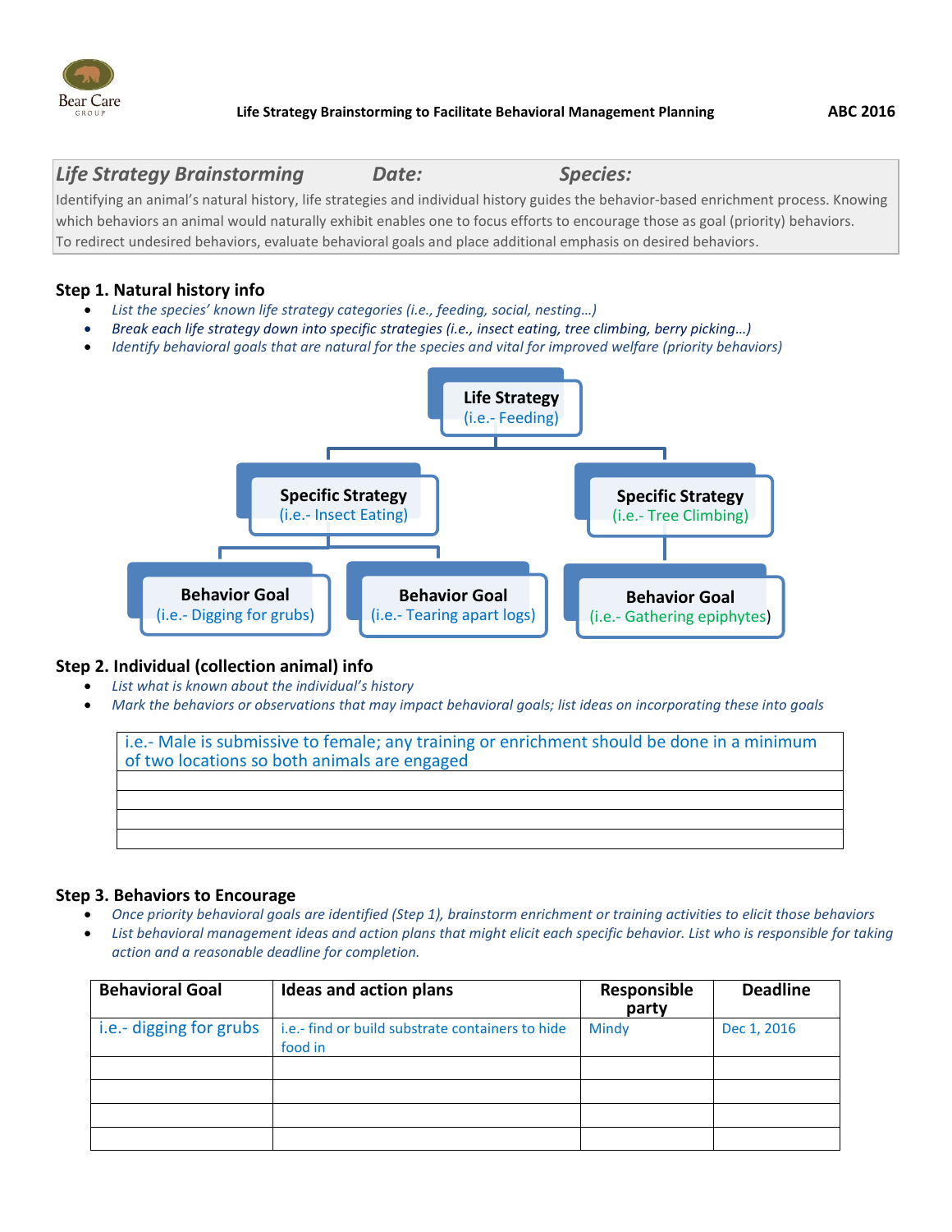Bear Care GROUP

**Life Strategy Brainstorming to Facilitate Behavioral Management Planning** **ABC 2016**

***Life Strategy Brainstorming*** ***Date:*** ***Species:***

Identifying an animal's natural history, life strategies and individual history guides the behavior-based enrichment process. Knowing which behaviors an animal would naturally exhibit enables one to focus efforts to encourage those as goal (priority) behaviors. To redirect undesired behaviors, evaluate behavioral goals and place additional emphasis on desired behaviors.

### Step 1. Natural history info

- *List the species' known life strategy categories (i.e., feeding, social, nesting…)*
- *Break each life strategy down into specific strategies (i.e., insect eating, tree climbing, berry picking…)*
- *Identify behavioral goals that are natural for the species and vital for improved welfare (priority behaviors)*

**Life Strategy**
(i.e.- Feeding)

**Specific Strategy**
(i.e.- Insect Eating)

**Specific Strategy**
(i.e.- Tree Climbing)

**Behavior Goal**
(i.e.- Digging for grubs)

**Behavior Goal**
(i.e.- Tearing apart logs)

**Behavior Goal**
(i.e.- Gathering epiphytes)

### Step 2. Individual (collection animal) info

- *List what is known about the individual's history*
- *Mark the behaviors or observations that may impact behavioral goals; list ideas on incorporating these into goals*

| |
|---|
| i.e.- Male is submissive to female; any training or enrichment should be done in a minimum of two locations so both animals are engaged |
| |
| |
| |
| |

### Step 3. Behaviors to Encourage

- *Once priority behavioral goals are identified (Step 1), brainstorm enrichment or training activities to elicit those behaviors*
- *List behavioral management ideas and action plans that might elicit each specific behavior. List who is responsible for taking action and a reasonable deadline for completion.*

| Behavioral Goal | Ideas and action plans | Responsible party | Deadline |
|---|---|---|---|
| i.e.- digging for grubs | i.e.- find or build substrate containers to hide food in | Mindy | Dec 1, 2016 |
| | | | |
| | | | |
| | | | |
| | | | |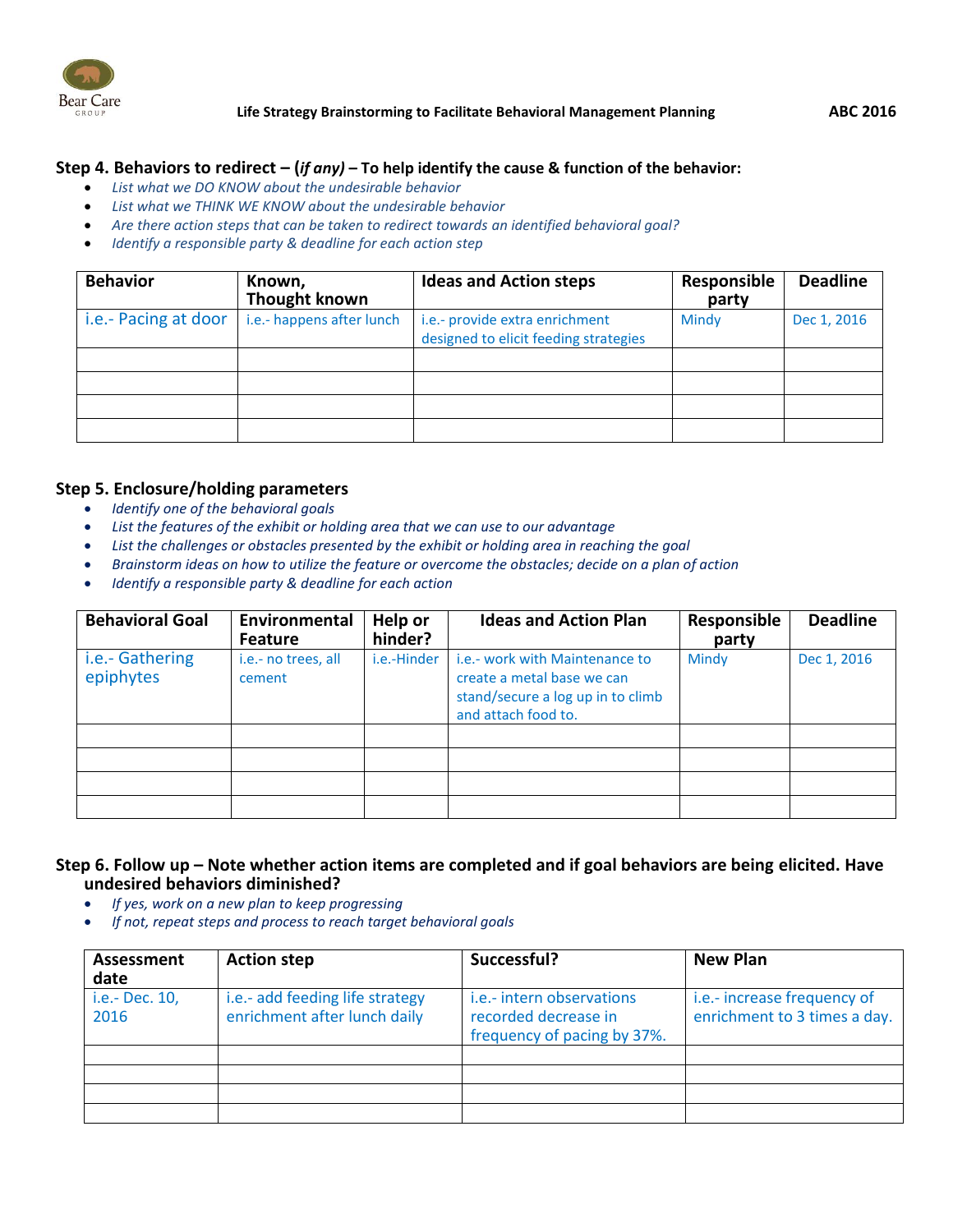## Step 4. Behaviors to redirect – (*if any)* – To help identify the cause & function of the behavior:

- *List what we DO KNOW about the undesirable behavior*
- *List what we THINK WE KNOW about the undesirable behavior*
- *Are there action steps that can be taken to redirect towards an identified behavioral goal?*
- *Identify a responsible party & deadline for each action step*

| Behavior | Known, Thought known | Ideas and Action steps | Responsible party | Deadline |
|---|---|---|---|---|
| i.e.- Pacing at door | i.e.- happens after lunch | i.e.- provide extra enrichment designed to elicit feeding strategies | Mindy | Dec 1, 2016 |
| | | | | |
| | | | | |
| | | | | |
| | | | | |

## Step 5. Enclosure/holding parameters

- *Identify one of the behavioral goals*
- *List the features of the exhibit or holding area that we can use to our advantage*
- *List the challenges or obstacles presented by the exhibit or holding area in reaching the goal*
- *Brainstorm ideas on how to utilize the feature or overcome the obstacles; decide on a plan of action*
- *Identify a responsible party & deadline for each action*

| Behavioral Goal | Environmental Feature | Help or hinder? | Ideas and Action Plan | Responsible party | Deadline |
|---|---|---|---|---|---|
| i.e.- Gathering epiphytes | i.e.- no trees, all cement | i.e.-Hinder | i.e.- work with Maintenance to create a metal base we can stand/secure a log up in to climb and attach food to. | Mindy | Dec 1, 2016 |
| | | | | | |
| | | | | | |
| | | | | | |
| | | | | | |

## Step 6. Follow up – Note whether action items are completed and if goal behaviors are being elicited. Have undesired behaviors diminished?

- *If yes, work on a new plan to keep progressing*
- *If not, repeat steps and process to reach target behavioral goals*

| Assessment date | Action step | Successful? | New Plan |
|---|---|---|---|
| i.e.- Dec. 10, 2016 | i.e.- add feeding life strategy enrichment after lunch daily | i.e.- intern observations recorded decrease in frequency of pacing by 37%. | i.e.- increase frequency of enrichment to 3 times a day. |
| | | | |
| | | | |
| | | | |
| | | | |